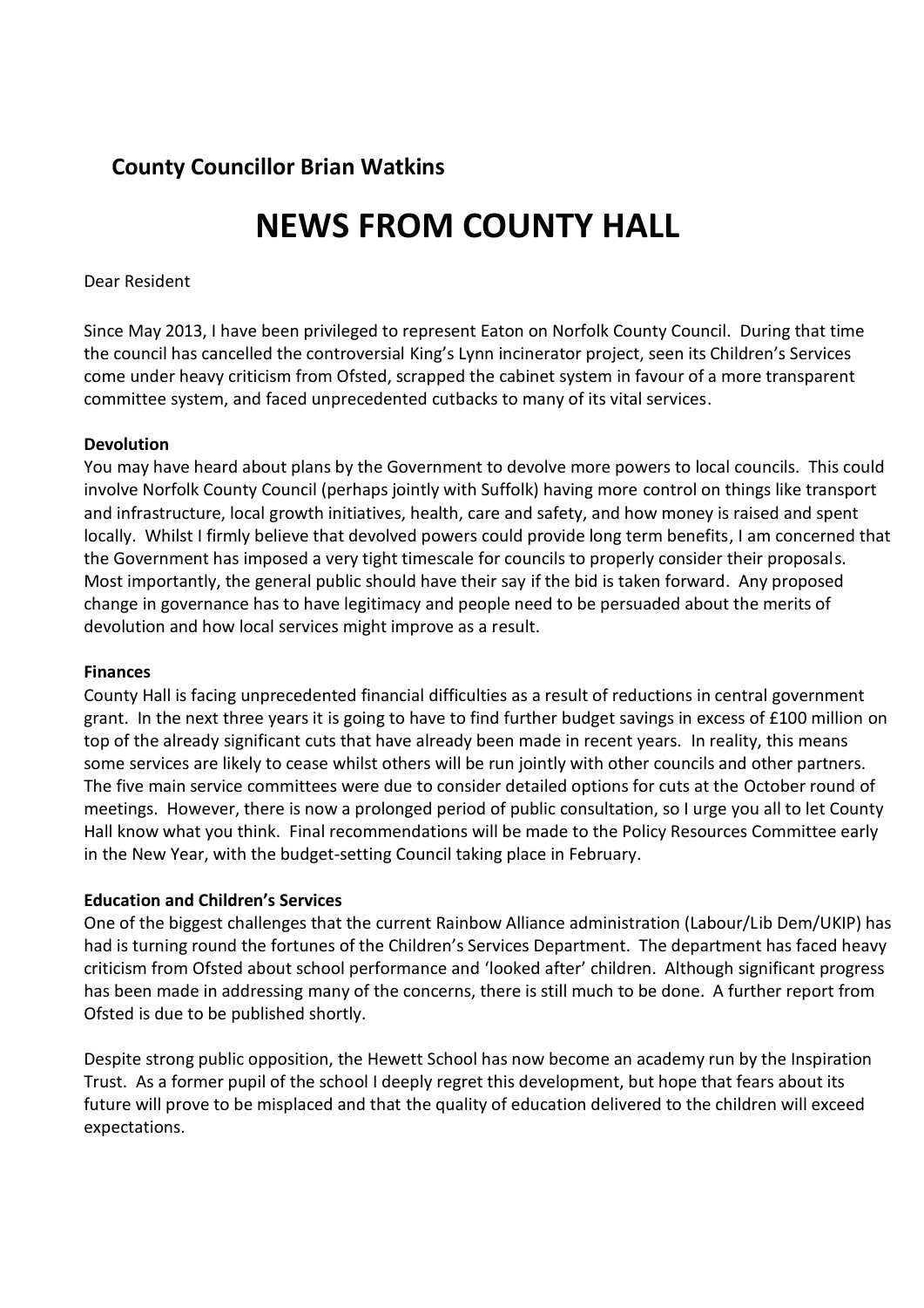**County Councillor Brian Watkins**

# NEWS FROM COUNTY HALL

Dear Resident

Since May 2013, I have been privileged to represent Eaton on Norfolk County Council. During that time the council has cancelled the controversial King's Lynn incinerator project, seen its Children's Services come under heavy criticism from Ofsted, scrapped the cabinet system in favour of a more transparent committee system, and faced unprecedented cutbacks to many of its vital services.

**Devolution**

You may have heard about plans by the Government to devolve more powers to local councils. This could involve Norfolk County Council (perhaps jointly with Suffolk) having more control on things like transport and infrastructure, local growth initiatives, health, care and safety, and how money is raised and spent locally. Whilst I firmly believe that devolved powers could provide long term benefits, I am concerned that the Government has imposed a very tight timescale for councils to properly consider their proposals. Most importantly, the general public should have their say if the bid is taken forward. Any proposed change in governance has to have legitimacy and people need to be persuaded about the merits of devolution and how local services might improve as a result.

**Finances**

County Hall is facing unprecedented financial difficulties as a result of reductions in central government grant. In the next three years it is going to have to find further budget savings in excess of £100 million on top of the already significant cuts that have already been made in recent years. In reality, this means some services are likely to cease whilst others will be run jointly with other councils and other partners. The five main service committees were due to consider detailed options for cuts at the October round of meetings. However, there is now a prolonged period of public consultation, so I urge you all to let County Hall know what you think. Final recommendations will be made to the Policy Resources Committee early in the New Year, with the budget-setting Council taking place in February.

**Education and Children's Services**

One of the biggest challenges that the current Rainbow Alliance administration (Labour/Lib Dem/UKIP) has had is turning round the fortunes of the Children's Services Department. The department has faced heavy criticism from Ofsted about school performance and 'looked after' children. Although significant progress has been made in addressing many of the concerns, there is still much to be done. A further report from Ofsted is due to be published shortly.

Despite strong public opposition, the Hewett School has now become an academy run by the Inspiration Trust. As a former pupil of the school I deeply regret this development, but hope that fears about its future will prove to be misplaced and that the quality of education delivered to the children will exceed expectations.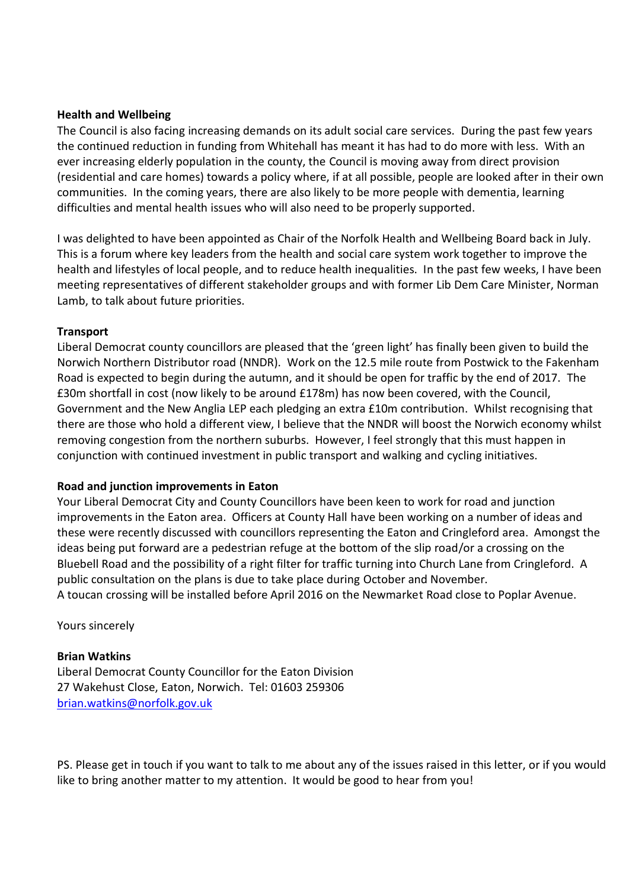**Health and Wellbeing**

The Council is also facing increasing demands on its adult social care services. During the past few years the continued reduction in funding from Whitehall has meant it has had to do more with less. With an ever increasing elderly population in the county, the Council is moving away from direct provision (residential and care homes) towards a policy where, if at all possible, people are looked after in their own communities. In the coming years, there are also likely to be more people with dementia, learning difficulties and mental health issues who will also need to be properly supported.

I was delighted to have been appointed as Chair of the Norfolk Health and Wellbeing Board back in July. This is a forum where key leaders from the health and social care system work together to improve the health and lifestyles of local people, and to reduce health inequalities. In the past few weeks, I have been meeting representatives of different stakeholder groups and with former Lib Dem Care Minister, Norman Lamb, to talk about future priorities.

**Transport**

Liberal Democrat county councillors are pleased that the 'green light' has finally been given to build the Norwich Northern Distributor road (NNDR). Work on the 12.5 mile route from Postwick to the Fakenham Road is expected to begin during the autumn, and it should be open for traffic by the end of 2017. The £30m shortfall in cost (now likely to be around £178m) has now been covered, with the Council, Government and the New Anglia LEP each pledging an extra £10m contribution. Whilst recognising that there are those who hold a different view, I believe that the NNDR will boost the Norwich economy whilst removing congestion from the northern suburbs. However, I feel strongly that this must happen in conjunction with continued investment in public transport and walking and cycling initiatives.

**Road and junction improvements in Eaton**

Your Liberal Democrat City and County Councillors have been keen to work for road and junction improvements in the Eaton area. Officers at County Hall have been working on a number of ideas and these were recently discussed with councillors representing the Eaton and Cringleford area. Amongst the ideas being put forward are a pedestrian refuge at the bottom of the slip road/or a crossing on the Bluebell Road and the possibility of a right filter for traffic turning into Church Lane from Cringleford. A public consultation on the plans is due to take place during October and November.
A toucan crossing will be installed before April 2016 on the Newmarket Road close to Poplar Avenue.

Yours sincerely

**Brian Watkins**
Liberal Democrat County Councillor for the Eaton Division
27 Wakehust Close, Eaton, Norwich. Tel: 01603 259306
brian.watkins@norfolk.gov.uk

PS. Please get in touch if you want to talk to me about any of the issues raised in this letter, or if you would like to bring another matter to my attention. It would be good to hear from you!